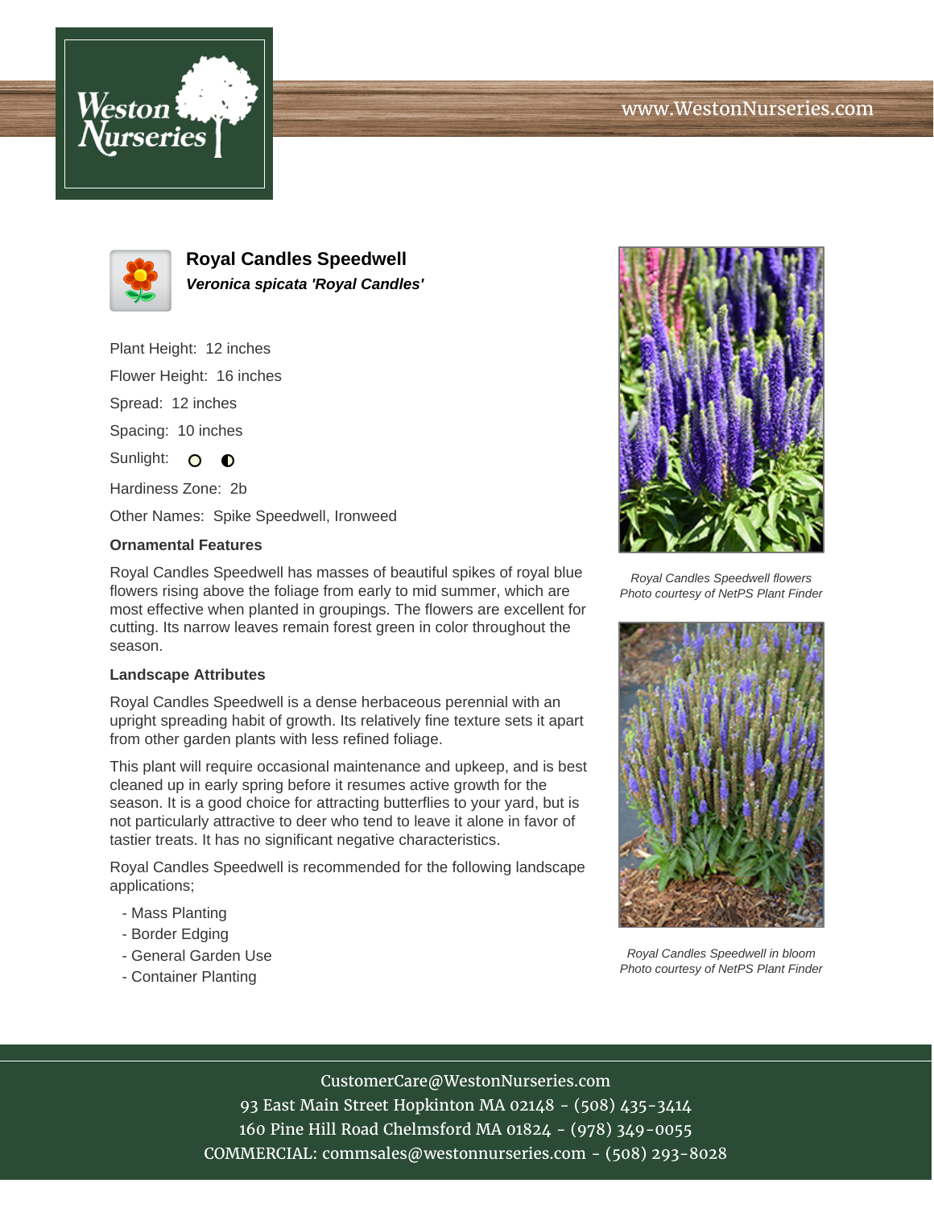www.WestonNurseries.com

# Royal Candles Speedwell

***Veronica spicata 'Royal Candles'***

Plant Height: 12 inches

Flower Height: 16 inches

Spread: 12 inches

Spacing: 10 inches

Sunlight: ○ ◐

Hardiness Zone: 2b

Other Names: Spike Speedwell, Ironweed

### Ornamental Features

Royal Candles Speedwell has masses of beautiful spikes of royal blue flowers rising above the foliage from early to mid summer, which are most effective when planted in groupings. The flowers are excellent for cutting. Its narrow leaves remain forest green in color throughout the season.

### Landscape Attributes

Royal Candles Speedwell is a dense herbaceous perennial with an upright spreading habit of growth. Its relatively fine texture sets it apart from other garden plants with less refined foliage.

This plant will require occasional maintenance and upkeep, and is best cleaned up in early spring before it resumes active growth for the season. It is a good choice for attracting butterflies to your yard, but is not particularly attractive to deer who tend to leave it alone in favor of tastier treats. It has no significant negative characteristics.

Royal Candles Speedwell is recommended for the following landscape applications;

- Mass Planting
- Border Edging
- General Garden Use
- Container Planting

*Royal Candles Speedwell flowers*
*Photo courtesy of NetPS Plant Finder*

*Royal Candles Speedwell in bloom*
*Photo courtesy of NetPS Plant Finder*

CustomerCare@WestonNurseries.com
93 East Main Street Hopkinton MA 02148 - (508) 435-3414
160 Pine Hill Road Chelmsford MA 01824 - (978) 349-0055
COMMERCIAL: commsales@westonnurseries.com - (508) 293-8028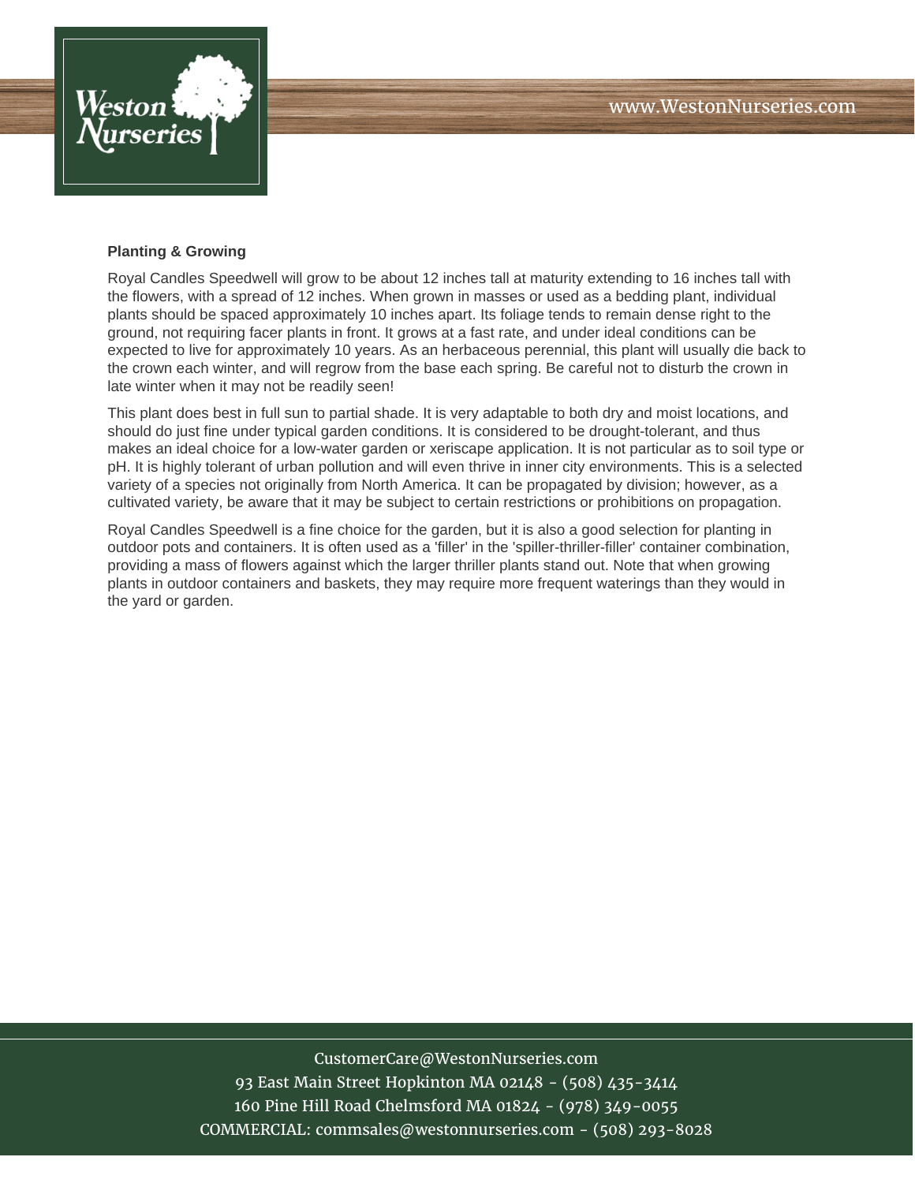## Planting & Growing

Royal Candles Speedwell will grow to be about 12 inches tall at maturity extending to 16 inches tall with the flowers, with a spread of 12 inches. When grown in masses or used as a bedding plant, individual plants should be spaced approximately 10 inches apart. Its foliage tends to remain dense right to the ground, not requiring facer plants in front. It grows at a fast rate, and under ideal conditions can be expected to live for approximately 10 years. As an herbaceous perennial, this plant will usually die back to the crown each winter, and will regrow from the base each spring. Be careful not to disturb the crown in late winter when it may not be readily seen!

This plant does best in full sun to partial shade. It is very adaptable to both dry and moist locations, and should do just fine under typical garden conditions. It is considered to be drought-tolerant, and thus makes an ideal choice for a low-water garden or xeriscape application. It is not particular as to soil type or pH. It is highly tolerant of urban pollution and will even thrive in inner city environments. This is a selected variety of a species not originally from North America. It can be propagated by division; however, as a cultivated variety, be aware that it may be subject to certain restrictions or prohibitions on propagation.

Royal Candles Speedwell is a fine choice for the garden, but it is also a good selection for planting in outdoor pots and containers. It is often used as a 'filler' in the 'spiller-thriller-filler' container combination, providing a mass of flowers against which the larger thriller plants stand out. Note that when growing plants in outdoor containers and baskets, they may require more frequent waterings than they would in the yard or garden.